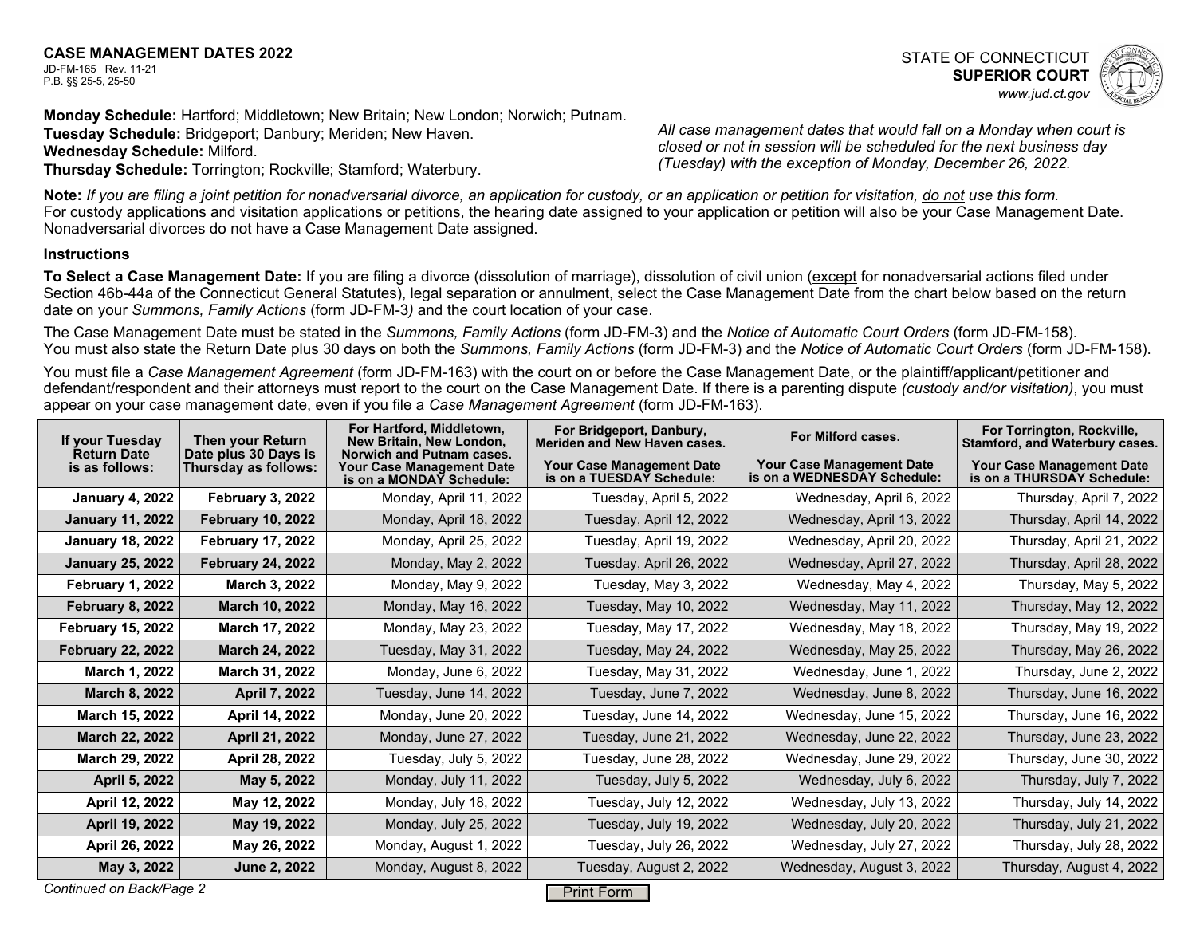**CASE MANAGEMENT DATES 2022**
JD-FM-165 Rev. 11-21
P.B. §§ 25-5, 25-50

STATE OF CONNECTICUT
**SUPERIOR COURT**
*www.jud.ct.gov*

**Monday Schedule:** Hartford; Middletown; New Britain; New London; Norwich; Putnam.
**Tuesday Schedule:** Bridgeport; Danbury; Meriden; New Haven.
**Wednesday Schedule:** Milford.
**Thursday Schedule:** Torrington; Rockville; Stamford; Waterbury.

*All case management dates that would fall on a Monday when court is closed or not in session will be scheduled for the next business day (Tuesday) with the exception of Monday, December 26, 2022.*

**Note:** *If you are filing a joint petition for nonadversarial divorce, an application for custody, or an application or petition for visitation, do not use this form.*
For custody applications and visitation applications or petitions, the hearing date assigned to your application or petition will also be your Case Management Date. Nonadversarial divorces do not have a Case Management Date assigned.

**Instructions**

**To Select a Case Management Date:** If you are filing a divorce (dissolution of marriage), dissolution of civil union (except for nonadversarial actions filed under Section 46b-44a of the Connecticut General Statutes), legal separation or annulment, select the Case Management Date from the chart below based on the return date on your *Summons, Family Actions* (form JD-FM-3) and the court location of your case.

The Case Management Date must be stated in the *Summons, Family Actions* (form JD-FM-3) and the *Notice of Automatic Court Orders* (form JD-FM-158). You must also state the Return Date plus 30 days on both the *Summons, Family Actions* (form JD-FM-3) and the *Notice of Automatic Court Orders* (form JD-FM-158).

You must file a *Case Management Agreement* (form JD-FM-163) with the court on or before the Case Management Date, or the plaintiff/applicant/petitioner and defendant/respondent and their attorneys must report to the court on the Case Management Date. If there is a parenting dispute *(custody and/or visitation)*, you must appear on your case management date, even if you file a *Case Management Agreement* (form JD-FM-163).

| If your Tuesday Return Date is as follows: | Then your Return Date plus 30 Days is Thursday as follows: | For Hartford, Middletown, New Britain, New London, Norwich and Putnam cases. Your Case Management Date is on a MONDAY Schedule: | For Bridgeport, Danbury, Meriden and New Haven cases. Your Case Management Date is on a TUESDAY Schedule: | For Milford cases. Your Case Management Date is on a WEDNESDAY Schedule: | For Torrington, Rockville, Stamford, and Waterbury cases. Your Case Management Date is on a THURSDAY Schedule: |
|---|---|---|---|---|---|
| **January 4, 2022** | **February 3, 2022** | Monday, April 11, 2022 | Tuesday, April 5, 2022 | Wednesday, April 6, 2022 | Thursday, April 7, 2022 |
| **January 11, 2022** | **February 10, 2022** | Monday, April 18, 2022 | Tuesday, April 12, 2022 | Wednesday, April 13, 2022 | Thursday, April 14, 2022 |
| **January 18, 2022** | **February 17, 2022** | Monday, April 25, 2022 | Tuesday, April 19, 2022 | Wednesday, April 20, 2022 | Thursday, April 21, 2022 |
| **January 25, 2022** | **February 24, 2022** | Monday, May 2, 2022 | Tuesday, April 26, 2022 | Wednesday, April 27, 2022 | Thursday, April 28, 2022 |
| **February 1, 2022** | **March 3, 2022** | Monday, May 9, 2022 | Tuesday, May 3, 2022 | Wednesday, May 4, 2022 | Thursday, May 5, 2022 |
| **February 8, 2022** | **March 10, 2022** | Monday, May 16, 2022 | Tuesday, May 10, 2022 | Wednesday, May 11, 2022 | Thursday, May 12, 2022 |
| **February 15, 2022** | **March 17, 2022** | Monday, May 23, 2022 | Tuesday, May 17, 2022 | Wednesday, May 18, 2022 | Thursday, May 19, 2022 |
| **February 22, 2022** | **March 24, 2022** | Tuesday, May 31, 2022 | Tuesday, May 24, 2022 | Wednesday, May 25, 2022 | Thursday, May 26, 2022 |
| **March 1, 2022** | **March 31, 2022** | Monday, June 6, 2022 | Tuesday, May 31, 2022 | Wednesday, June 1, 2022 | Thursday, June 2, 2022 |
| **March 8, 2022** | **April 7, 2022** | Tuesday, June 14, 2022 | Tuesday, June 7, 2022 | Wednesday, June 8, 2022 | Thursday, June 16, 2022 |
| **March 15, 2022** | **April 14, 2022** | Monday, June 20, 2022 | Tuesday, June 14, 2022 | Wednesday, June 15, 2022 | Thursday, June 16, 2022 |
| **March 22, 2022** | **April 21, 2022** | Monday, June 27, 2022 | Tuesday, June 21, 2022 | Wednesday, June 22, 2022 | Thursday, June 23, 2022 |
| **March 29, 2022** | **April 28, 2022** | Tuesday, July 5, 2022 | Tuesday, June 28, 2022 | Wednesday, June 29, 2022 | Thursday, June 30, 2022 |
| **April 5, 2022** | **May 5, 2022** | Monday, July 11, 2022 | Tuesday, July 5, 2022 | Wednesday, July 6, 2022 | Thursday, July 7, 2022 |
| **April 12, 2022** | **May 12, 2022** | Monday, July 18, 2022 | Tuesday, July 12, 2022 | Wednesday, July 13, 2022 | Thursday, July 14, 2022 |
| **April 19, 2022** | **May 19, 2022** | Monday, July 25, 2022 | Tuesday, July 19, 2022 | Wednesday, July 20, 2022 | Thursday, July 21, 2022 |
| **April 26, 2022** | **May 26, 2022** | Monday, August 1, 2022 | Tuesday, July 26, 2022 | Wednesday, July 27, 2022 | Thursday, July 28, 2022 |
| **May 3, 2022** | **June 2, 2022** | Monday, August 8, 2022 | Tuesday, August 2, 2022 | Wednesday, August 3, 2022 | Thursday, August 4, 2022 |

*Continued on Back/Page 2*

Print Form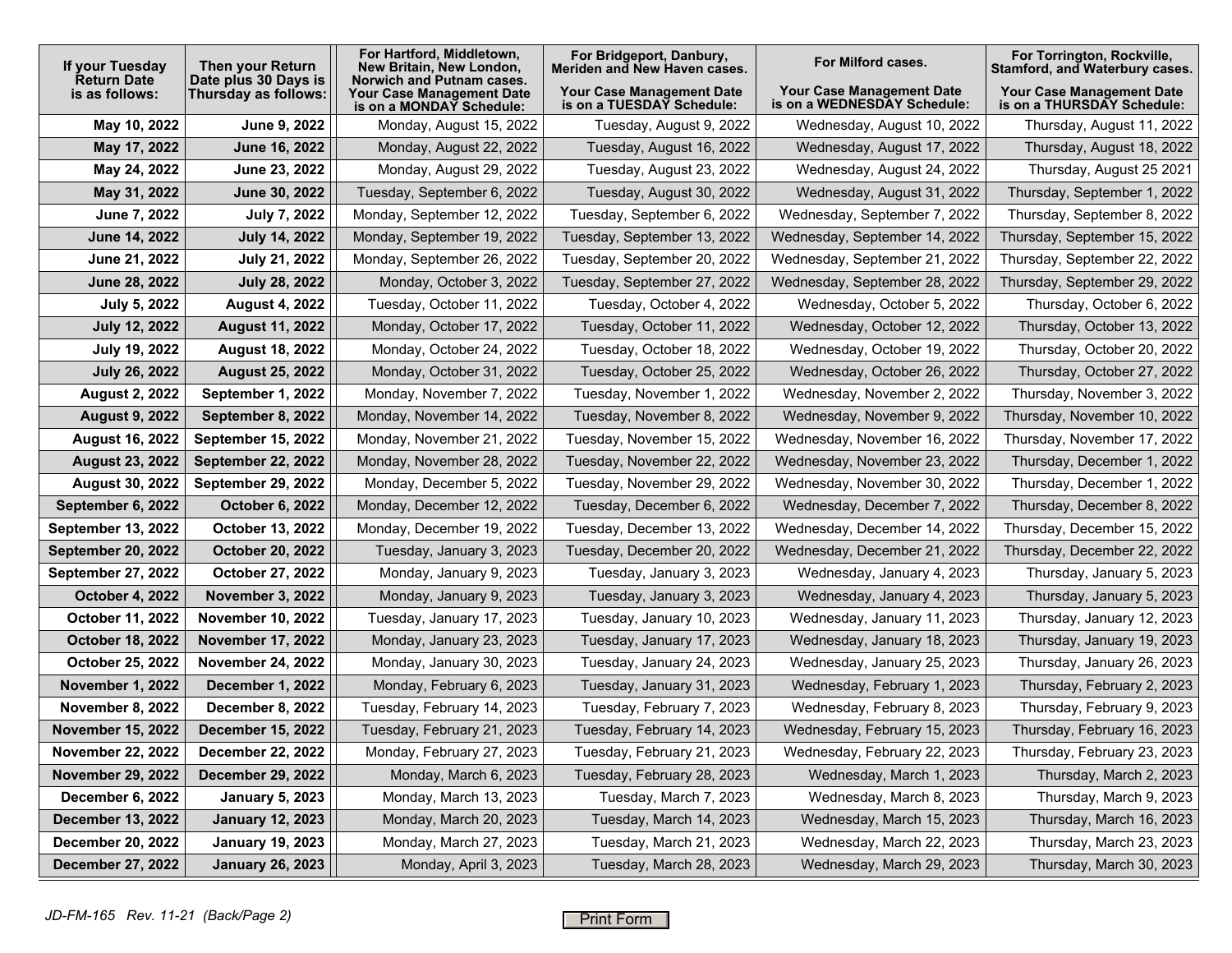| If your Tuesday Return Date is as follows: | Then your Return Date plus 30 Days is Thursday as follows: | For Hartford, Middletown, New Britain, New London, Norwich and Putnam cases. Your Case Management Date is on a MONDAY Schedule: | For Bridgeport, Danbury, Meriden and New Haven cases. Your Case Management Date is on a TUESDAY Schedule: | For Milford cases. Your Case Management Date is on a WEDNESDAY Schedule: | For Torrington, Rockville, Stamford, and Waterbury cases. Your Case Management Date is on a THURSDAY Schedule: |
|---|---|---|---|---|---|
| **May 10, 2022** | **June 9, 2022** | Monday, August 15, 2022 | Tuesday, August 9, 2022 | Wednesday, August 10, 2022 | Thursday, August 11, 2022 |
| **May 17, 2022** | **June 16, 2022** | Monday, August 22, 2022 | Tuesday, August 16, 2022 | Wednesday, August 17, 2022 | Thursday, August 18, 2022 |
| **May 24, 2022** | **June 23, 2022** | Monday, August 29, 2022 | Tuesday, August 23, 2022 | Wednesday, August 24, 2022 | Thursday, August 25 2021 |
| **May 31, 2022** | **June 30, 2022** | Tuesday, September 6, 2022 | Tuesday, August 30, 2022 | Wednesday, August 31, 2022 | Thursday, September 1, 2022 |
| **June 7, 2022** | **July 7, 2022** | Monday, September 12, 2022 | Tuesday, September 6, 2022 | Wednesday, September 7, 2022 | Thursday, September 8, 2022 |
| **June 14, 2022** | **July 14, 2022** | Monday, September 19, 2022 | Tuesday, September 13, 2022 | Wednesday, September 14, 2022 | Thursday, September 15, 2022 |
| **June 21, 2022** | **July 21, 2022** | Monday, September 26, 2022 | Tuesday, September 20, 2022 | Wednesday, September 21, 2022 | Thursday, September 22, 2022 |
| **June 28, 2022** | **July 28, 2022** | Monday, October 3, 2022 | Tuesday, September 27, 2022 | Wednesday, September 28, 2022 | Thursday, September 29, 2022 |
| **July 5, 2022** | **August 4, 2022** | Tuesday, October 11, 2022 | Tuesday, October 4, 2022 | Wednesday, October 5, 2022 | Thursday, October 6, 2022 |
| **July 12, 2022** | **August 11, 2022** | Monday, October 17, 2022 | Tuesday, October 11, 2022 | Wednesday, October 12, 2022 | Thursday, October 13, 2022 |
| **July 19, 2022** | **August 18, 2022** | Monday, October 24, 2022 | Tuesday, October 18, 2022 | Wednesday, October 19, 2022 | Thursday, October 20, 2022 |
| **July 26, 2022** | **August 25, 2022** | Monday, October 31, 2022 | Tuesday, October 25, 2022 | Wednesday, October 26, 2022 | Thursday, October 27, 2022 |
| **August 2, 2022** | **September 1, 2022** | Monday, November 7, 2022 | Tuesday, November 1, 2022 | Wednesday, November 2, 2022 | Thursday, November 3, 2022 |
| **August 9, 2022** | **September 8, 2022** | Monday, November 14, 2022 | Tuesday, November 8, 2022 | Wednesday, November 9, 2022 | Thursday, November 10, 2022 |
| **August 16, 2022** | **September 15, 2022** | Monday, November 21, 2022 | Tuesday, November 15, 2022 | Wednesday, November 16, 2022 | Thursday, November 17, 2022 |
| **August 23, 2022** | **September 22, 2022** | Monday, November 28, 2022 | Tuesday, November 22, 2022 | Wednesday, November 23, 2022 | Thursday, December 1, 2022 |
| **August 30, 2022** | **September 29, 2022** | Monday, December 5, 2022 | Tuesday, November 29, 2022 | Wednesday, November 30, 2022 | Thursday, December 1, 2022 |
| **September 6, 2022** | **October 6, 2022** | Monday, December 12, 2022 | Tuesday, December 6, 2022 | Wednesday, December 7, 2022 | Thursday, December 8, 2022 |
| **September 13, 2022** | **October 13, 2022** | Monday, December 19, 2022 | Tuesday, December 13, 2022 | Wednesday, December 14, 2022 | Thursday, December 15, 2022 |
| **September 20, 2022** | **October 20, 2022** | Tuesday, January 3, 2023 | Tuesday, December 20, 2022 | Wednesday, December 21, 2022 | Thursday, December 22, 2022 |
| **September 27, 2022** | **October 27, 2022** | Monday, January 9, 2023 | Tuesday, January 3, 2023 | Wednesday, January 4, 2023 | Thursday, January 5, 2023 |
| **October 4, 2022** | **November 3, 2022** | Monday, January 9, 2023 | Tuesday, January 3, 2023 | Wednesday, January 4, 2023 | Thursday, January 5, 2023 |
| **October 11, 2022** | **November 10, 2022** | Tuesday, January 17, 2023 | Tuesday, January 10, 2023 | Wednesday, January 11, 2023 | Thursday, January 12, 2023 |
| **October 18, 2022** | **November 17, 2022** | Monday, January 23, 2023 | Tuesday, January 17, 2023 | Wednesday, January 18, 2023 | Thursday, January 19, 2023 |
| **October 25, 2022** | **November 24, 2022** | Monday, January 30, 2023 | Tuesday, January 24, 2023 | Wednesday, January 25, 2023 | Thursday, January 26, 2023 |
| **November 1, 2022** | **December 1, 2022** | Monday, February 6, 2023 | Tuesday, January 31, 2023 | Wednesday, February 1, 2023 | Thursday, February 2, 2023 |
| **November 8, 2022** | **December 8, 2022** | Tuesday, February 14, 2023 | Tuesday, February 7, 2023 | Wednesday, February 8, 2023 | Thursday, February 9, 2023 |
| **November 15, 2022** | **December 15, 2022** | Tuesday, February 21, 2023 | Tuesday, February 14, 2023 | Wednesday, February 15, 2023 | Thursday, February 16, 2023 |
| **November 22, 2022** | **December 22, 2022** | Monday, February 27, 2023 | Tuesday, February 21, 2023 | Wednesday, February 22, 2023 | Thursday, February 23, 2023 |
| **November 29, 2022** | **December 29, 2022** | Monday, March 6, 2023 | Tuesday, February 28, 2023 | Wednesday, March 1, 2023 | Thursday, March 2, 2023 |
| **December 6, 2022** | **January 5, 2023** | Monday, March 13, 2023 | Tuesday, March 7, 2023 | Wednesday, March 8, 2023 | Thursday, March 9, 2023 |
| **December 13, 2022** | **January 12, 2023** | Monday, March 20, 2023 | Tuesday, March 14, 2023 | Wednesday, March 15, 2023 | Thursday, March 16, 2023 |
| **December 20, 2022** | **January 19, 2023** | Monday, March 27, 2023 | Tuesday, March 21, 2023 | Wednesday, March 22, 2023 | Thursday, March 23, 2023 |
| **December 27, 2022** | **January 26, 2023** | Monday, April 3, 2023 | Tuesday, March 28, 2023 | Wednesday, March 29, 2023 | Thursday, March 30, 2023 |

*JD-FM-165 Rev. 11-21 (Back/Page 2)*

Print Form